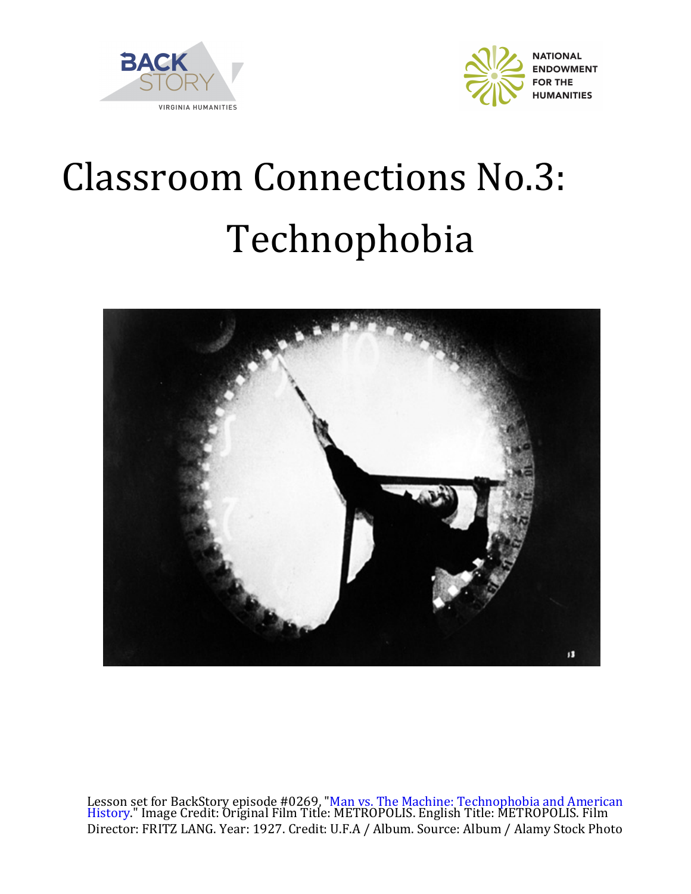# Classroom Connections No.3: Technophobia

Lesson set for BackStory episode #0269, "Man vs. The Machine: Technophobia and American History." Image Credit: Original Film Title: METROPOLIS. English Title: METROPOLIS. Film Director: FRITZ LANG. Year: 1927. Credit: U.F.A / Album. Source: Album / Alamy Stock Photo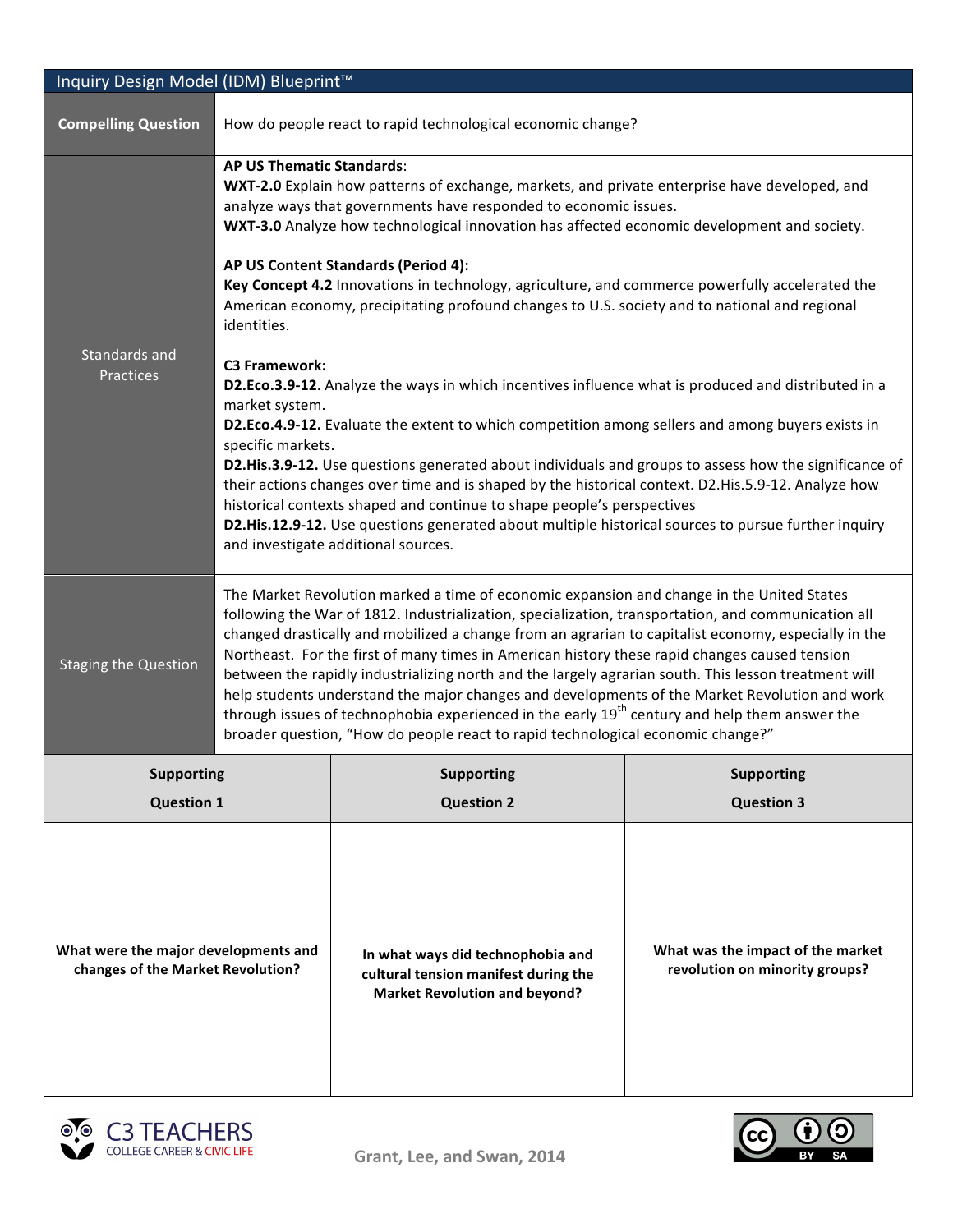| Inquiry Design Model (IDM) Blueprint™ | | |
|---|---|---|
| **Compelling Question** | How do people react to rapid technological economic change? | |
| Standards and Practices | **AP US Thematic Standards**:<br>**WXT-2.0** Explain how patterns of exchange, markets, and private enterprise have developed, and analyze ways that governments have responded to economic issues.<br>**WXT-3.0** Analyze how technological innovation has affected economic development and society.<br><br>**AP US Content Standards (Period 4):**<br>**Key Concept 4.2** Innovations in technology, agriculture, and commerce powerfully accelerated the American economy, precipitating profound changes to U.S. society and to national and regional identities.<br><br>**C3 Framework:**<br>**D2.Eco.3.9-12**. Analyze the ways in which incentives influence what is produced and distributed in a market system.<br>**D2.Eco.4.9-12.** Evaluate the extent to which competition among sellers and among buyers exists in specific markets.<br>**D2.His.3.9-12.** Use questions generated about individuals and groups to assess how the significance of their actions changes over time and is shaped by the historical context. D2.His.5.9-12. Analyze how historical contexts shaped and continue to shape people's perspectives<br>**D2.His.12.9-12.** Use questions generated about multiple historical sources to pursue further inquiry and investigate additional sources. | |
| Staging the Question | The Market Revolution marked a time of economic expansion and change in the United States following the War of 1812. Industrialization, specialization, transportation, and communication all changed drastically and mobilized a change from an agrarian to capitalist economy, especially in the Northeast. For the first of many times in American history these rapid changes caused tension between the rapidly industrializing north and the largely agrarian south. This lesson treatment will help students understand the major changes and developments of the Market Revolution and work through issues of technophobia experienced in the early 19th century and help them answer the broader question, "How do people react to rapid technological economic change?" | |
| **Supporting Question 1** | **Supporting Question 2** | **Supporting Question 3** |
| **What were the major developments and changes of the Market Revolution?** | **In what ways did technophobia and cultural tension manifest during the Market Revolution and beyond?** | **What was the impact of the market revolution on minority groups?** |

Grant, Lee, and Swan, 2014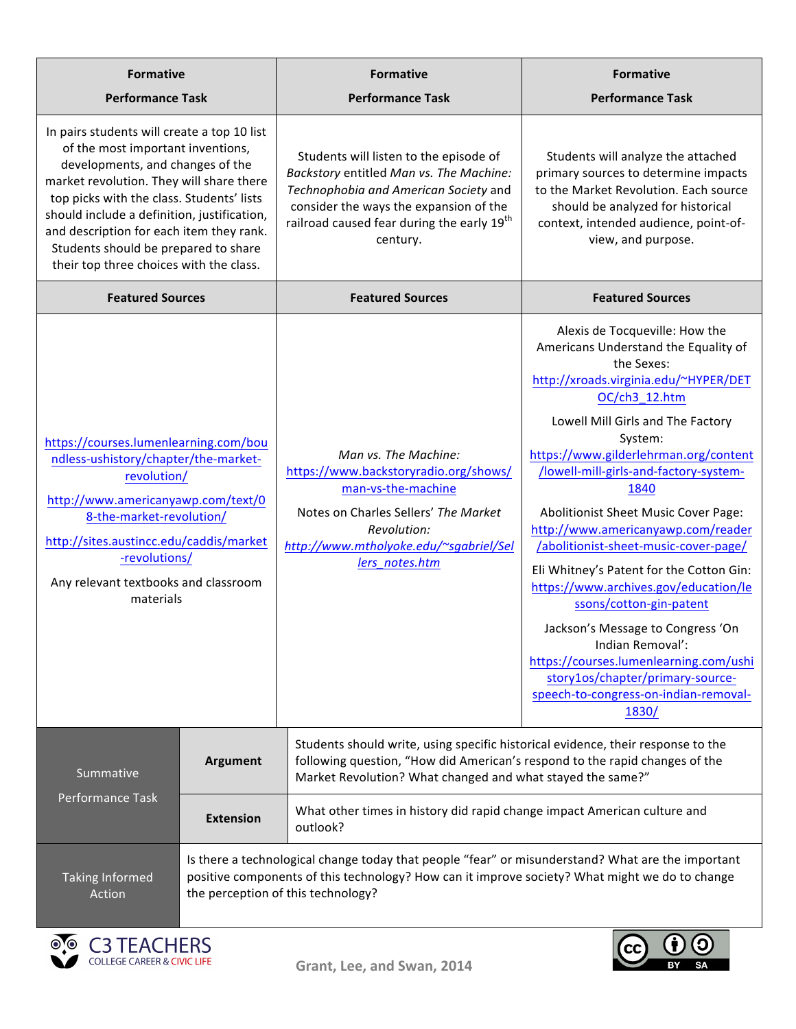| Formative Performance Task | Formative Performance Task | Formative Performance Task |
|---|---|---|
| In pairs students will create a top 10 list of the most important inventions, developments, and changes of the market revolution. They will share there top picks with the class. Students' lists should include a definition, justification, and description for each item they rank. Students should be prepared to share their top three choices with the class. | Students will listen to the episode of *Backstory* entitled *Man vs. The Machine: Technophobia and American Society* and consider the ways the expansion of the railroad caused fear during the early 19th century. | Students will analyze the attached primary sources to determine impacts to the Market Revolution. Each source should be analyzed for historical context, intended audience, point-of-view, and purpose. |
| **Featured Sources** | **Featured Sources** | **Featured Sources** |
| https://courses.lumenlearning.com/boundless-ushistory/chapter/the-market-revolution/ <br> http://www.americanyawp.com/text/08-the-market-revolution/ <br> http://sites.austincc.edu/caddis/market-revolutions/ <br> Any relevant textbooks and classroom materials | *Man vs. The Machine:* https://www.backstoryradio.org/shows/man-vs-the-machine <br> Notes on Charles Sellers' *The Market Revolution:* *http://www.mtholyoke.edu/~sgabriel/Sellers_notes.htm* | Alexis de Tocqueville: How the Americans Understand the Equality of the Sexes: http://xroads.virginia.edu/~HYPER/DETOC/ch3_12.htm <br> Lowell Mill Girls and The Factory System: https://www.gilderlehrman.org/content/lowell-mill-girls-and-factory-system-1840 <br> Abolitionist Sheet Music Cover Page: http://www.americanyawp.com/reader/abolitionist-sheet-music-cover-page/ <br> Eli Whitney's Patent for the Cotton Gin: https://www.archives.gov/education/lessons/cotton-gin-patent <br> Jackson's Message to Congress 'On Indian Removal': https://courses.lumenlearning.com/ushistory1os/chapter/primary-source-speech-to-congress-on-indian-removal-1830/ |

| | | |
|---|---|---|
| Summative Performance Task | **Argument** | Students should write, using specific historical evidence, their response to the following question, "How did American's respond to the rapid changes of the Market Revolution? What changed and what stayed the same?" |
| | **Extension** | What other times in history did rapid change impact American culture and outlook? |
| Taking Informed Action | Is there a technological change today that people "fear" or misunderstand? What are the important positive components of this technology? How can it improve society? What might we do to change the perception of this technology? | |

C3 TEACHERS COLLEGE CAREER & CIVIC LIFE

Grant, Lee, and Swan, 2014